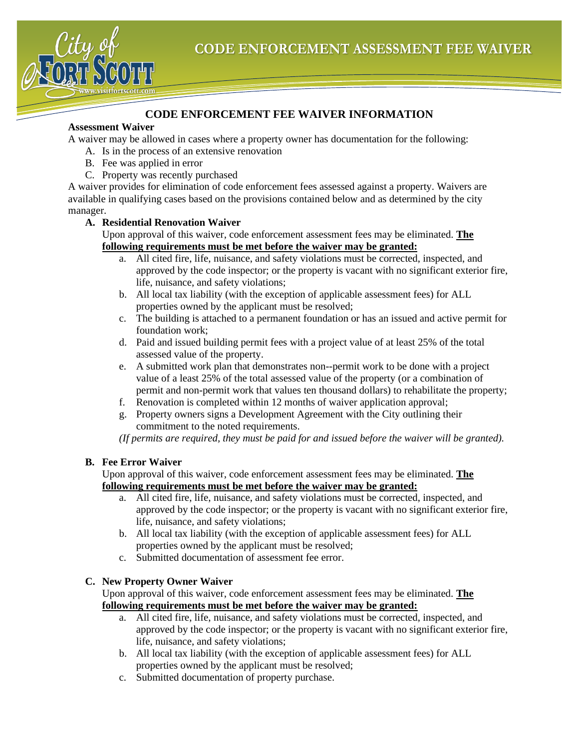# CODE ENFORCEMENT ASSESSMENT FEE WAIVER

## CODE ENFORCEMENT FEE WAIVER INFORMATION

**Assessment Waiver**

A waiver may be allowed in cases where a property owner has documentation for the following:

A. Is in the process of an extensive renovation
B. Fee was applied in error
C. Property was recently purchased

A waiver provides for elimination of code enforcement fees assessed against a property. Waivers are available in qualifying cases based on the provisions contained below and as determined by the city manager.

**A. Residential Renovation Waiver**

Upon approval of this waiver, code enforcement assessment fees may be eliminated. **The following requirements must be met before the waiver may be granted:**

a. All cited fire, life, nuisance, and safety violations must be corrected, inspected, and approved by the code inspector; or the property is vacant with no significant exterior fire, life, nuisance, and safety violations;
b. All local tax liability (with the exception of applicable assessment fees) for ALL properties owned by the applicant must be resolved;
c. The building is attached to a permanent foundation or has an issued and active permit for foundation work;
d. Paid and issued building permit fees with a project value of at least 25% of the total assessed value of the property.
e. A submitted work plan that demonstrates non--permit work to be done with a project value of a least 25% of the total assessed value of the property (or a combination of permit and non-permit work that values ten thousand dollars) to rehabilitate the property;
f. Renovation is completed within 12 months of waiver application approval;
g. Property owners signs a Development Agreement with the City outlining their commitment to the noted requirements.

*(If permits are required, they must be paid for and issued before the waiver will be granted).*

**B. Fee Error Waiver**

Upon approval of this waiver, code enforcement assessment fees may be eliminated. **The following requirements must be met before the waiver may be granted:**

a. All cited fire, life, nuisance, and safety violations must be corrected, inspected, and approved by the code inspector; or the property is vacant with no significant exterior fire, life, nuisance, and safety violations;
b. All local tax liability (with the exception of applicable assessment fees) for ALL properties owned by the applicant must be resolved;
c. Submitted documentation of assessment fee error.

**C. New Property Owner Waiver**

Upon approval of this waiver, code enforcement assessment fees may be eliminated. **The following requirements must be met before the waiver may be granted:**

a. All cited fire, life, nuisance, and safety violations must be corrected, inspected, and approved by the code inspector; or the property is vacant with no significant exterior fire, life, nuisance, and safety violations;
b. All local tax liability (with the exception of applicable assessment fees) for ALL properties owned by the applicant must be resolved;
c. Submitted documentation of property purchase.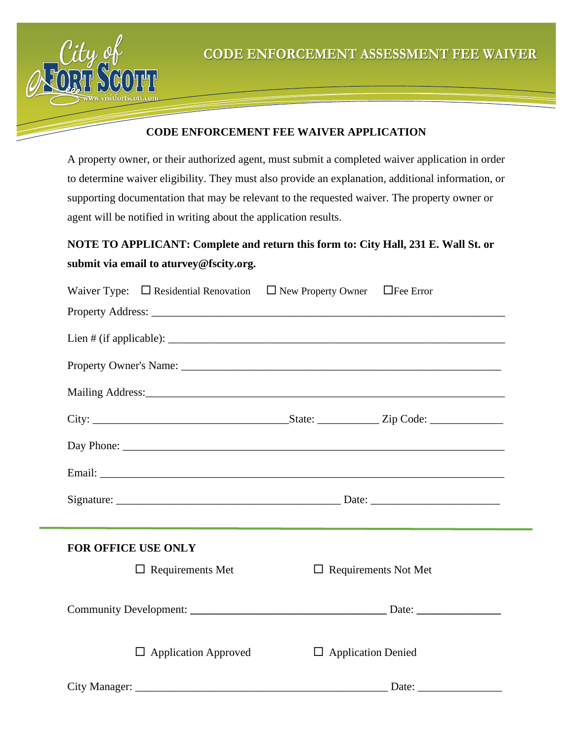# CODE ENFORCEMENT ASSESSMENT FEE WAIVER

## CODE ENFORCEMENT FEE WAIVER APPLICATION

A property owner, or their authorized agent, must submit a completed waiver application in order to determine waiver eligibility. They must also provide an explanation, additional information, or supporting documentation that may be relevant to the requested waiver. The property owner or agent will be notified in writing about the application results.

**NOTE TO APPLICANT: Complete and return this form to: City Hall, 231 E. Wall St. or submit via email to aturvey@fscity.org.**

Waiver Type: ☐ Residential Renovation ☐ New Property Owner ☐ Fee Error

Property Address: ______________________________________________________________

Lien # (if applicable): ___________________________________________________________

Property Owner's Name: _________________________________________________________

Mailing Address: ________________________________________________________________

City: ___________________________________ State: ___________ Zip Code: _____________

Day Phone: ______________________________________________________________________

Email: __________________________________________________________________________

Signature: ________________________________________ Date: ______________________

---

**FOR OFFICE USE ONLY**

☐ Requirements Met ☐ Requirements Not Met

Community Development: ____________________________________ Date: _______________

☐ Application Approved ☐ Application Denied

City Manager: _____________________________________________ Date: _______________